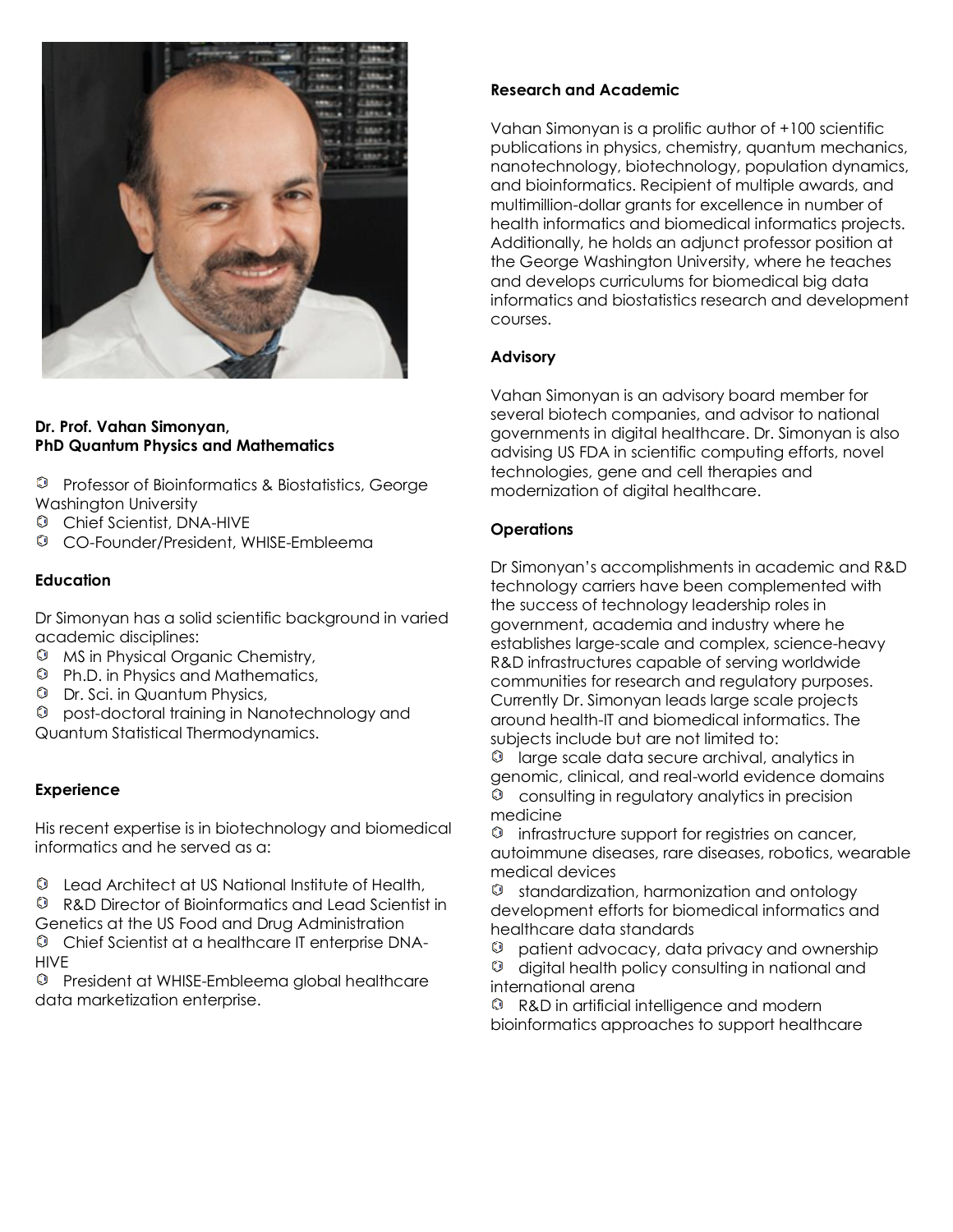**Dr. Prof. Vahan Simonyan,**
**PhD Quantum Physics and Mathematics**

- Professor of Bioinformatics & Biostatistics, George Washington University
- Chief Scientist, DNA-HIVE
- CO-Founder/President, WHISE-Embleema

**Education**

Dr Simonyan has a solid scientific background in varied academic disciplines:

- MS in Physical Organic Chemistry,
- Ph.D. in Physics and Mathematics,
- Dr. Sci. in Quantum Physics,
- post-doctoral training in Nanotechnology and Quantum Statistical Thermodynamics.

**Experience**

His recent expertise is in biotechnology and biomedical informatics and he served as a:

- Lead Architect at US National Institute of Health,
- R&D Director of Bioinformatics and Lead Scientist in Genetics at the US Food and Drug Administration
- Chief Scientist at a healthcare IT enterprise DNA-HIVE
- President at WHISE-Embleema global healthcare data marketization enterprise.

**Research and Academic**

Vahan Simonyan is a prolific author of +100 scientific publications in physics, chemistry, quantum mechanics, nanotechnology, biotechnology, population dynamics, and bioinformatics. Recipient of multiple awards, and multimillion-dollar grants for excellence in number of health informatics and biomedical informatics projects. Additionally, he holds an adjunct professor position at the George Washington University, where he teaches and develops curriculums for biomedical big data informatics and biostatistics research and development courses.

**Advisory**

Vahan Simonyan is an advisory board member for several biotech companies, and advisor to national governments in digital healthcare. Dr. Simonyan is also advising US FDA in scientific computing efforts, novel technologies, gene and cell therapies and modernization of digital healthcare.

**Operations**

Dr Simonyan's accomplishments in academic and R&D technology carriers have been complemented with the success of technology leadership roles in government, academia and industry where he establishes large-scale and complex, science-heavy R&D infrastructures capable of serving worldwide communities for research and regulatory purposes. Currently Dr. Simonyan leads large scale projects around health-IT and biomedical informatics. The subjects include but are not limited to:

- large scale data secure archival, analytics in genomic, clinical, and real-world evidence domains
- consulting in regulatory analytics in precision medicine
- infrastructure support for registries on cancer, autoimmune diseases, rare diseases, robotics, wearable medical devices
- standardization, harmonization and ontology development efforts for biomedical informatics and healthcare data standards
- patient advocacy, data privacy and ownership
- digital health policy consulting in national and international arena
- R&D in artificial intelligence and modern bioinformatics approaches to support healthcare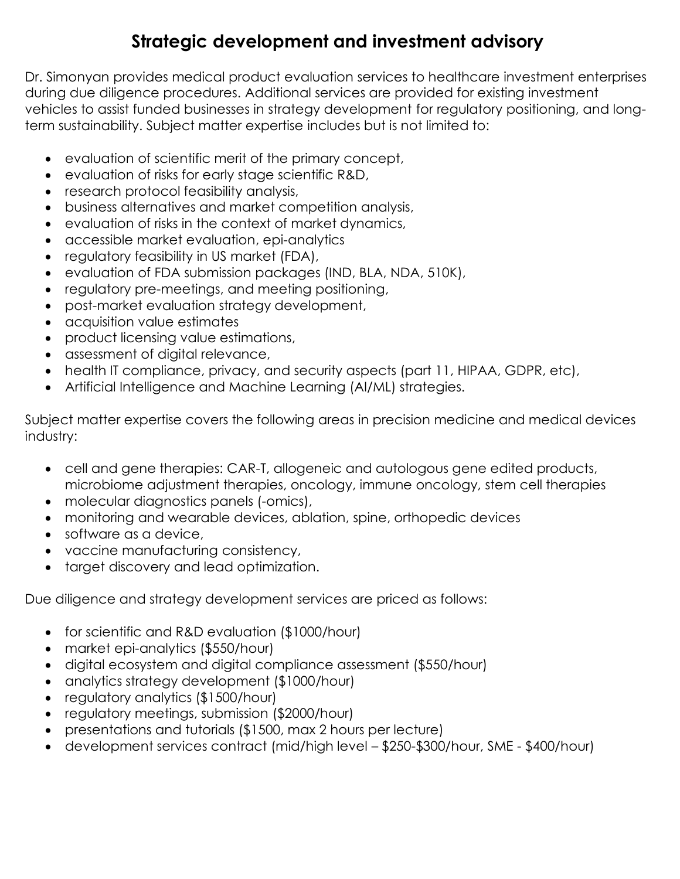# Strategic development and investment advisory

Dr. Simonyan provides medical product evaluation services to healthcare investment enterprises during due diligence procedures. Additional services are provided for existing investment vehicles to assist funded businesses in strategy development for regulatory positioning, and long-term sustainability. Subject matter expertise includes but is not limited to:

- evaluation of scientific merit of the primary concept,
- evaluation of risks for early stage scientific R&D,
- research protocol feasibility analysis,
- business alternatives and market competition analysis,
- evaluation of risks in the context of market dynamics,
- accessible market evaluation, epi-analytics
- regulatory feasibility in US market (FDA),
- evaluation of FDA submission packages (IND, BLA, NDA, 510K),
- regulatory pre-meetings, and meeting positioning,
- post-market evaluation strategy development,
- acquisition value estimates
- product licensing value estimations,
- assessment of digital relevance,
- health IT compliance, privacy, and security aspects (part 11, HIPAA, GDPR, etc),
- Artificial Intelligence and Machine Learning (AI/ML) strategies.

Subject matter expertise covers the following areas in precision medicine and medical devices industry:

- cell and gene therapies: CAR-T, allogeneic and autologous gene edited products, microbiome adjustment therapies, oncology, immune oncology, stem cell therapies
- molecular diagnostics panels (-omics),
- monitoring and wearable devices, ablation, spine, orthopedic devices
- software as a device,
- vaccine manufacturing consistency,
- target discovery and lead optimization.

Due diligence and strategy development services are priced as follows:

- for scientific and R&D evaluation ($1000/hour)
- market epi-analytics ($550/hour)
- digital ecosystem and digital compliance assessment ($550/hour)
- analytics strategy development ($1000/hour)
- regulatory analytics ($1500/hour)
- regulatory meetings, submission ($2000/hour)
- presentations and tutorials ($1500, max 2 hours per lecture)
- development services contract (mid/high level – $250-$300/hour, SME - $400/hour)